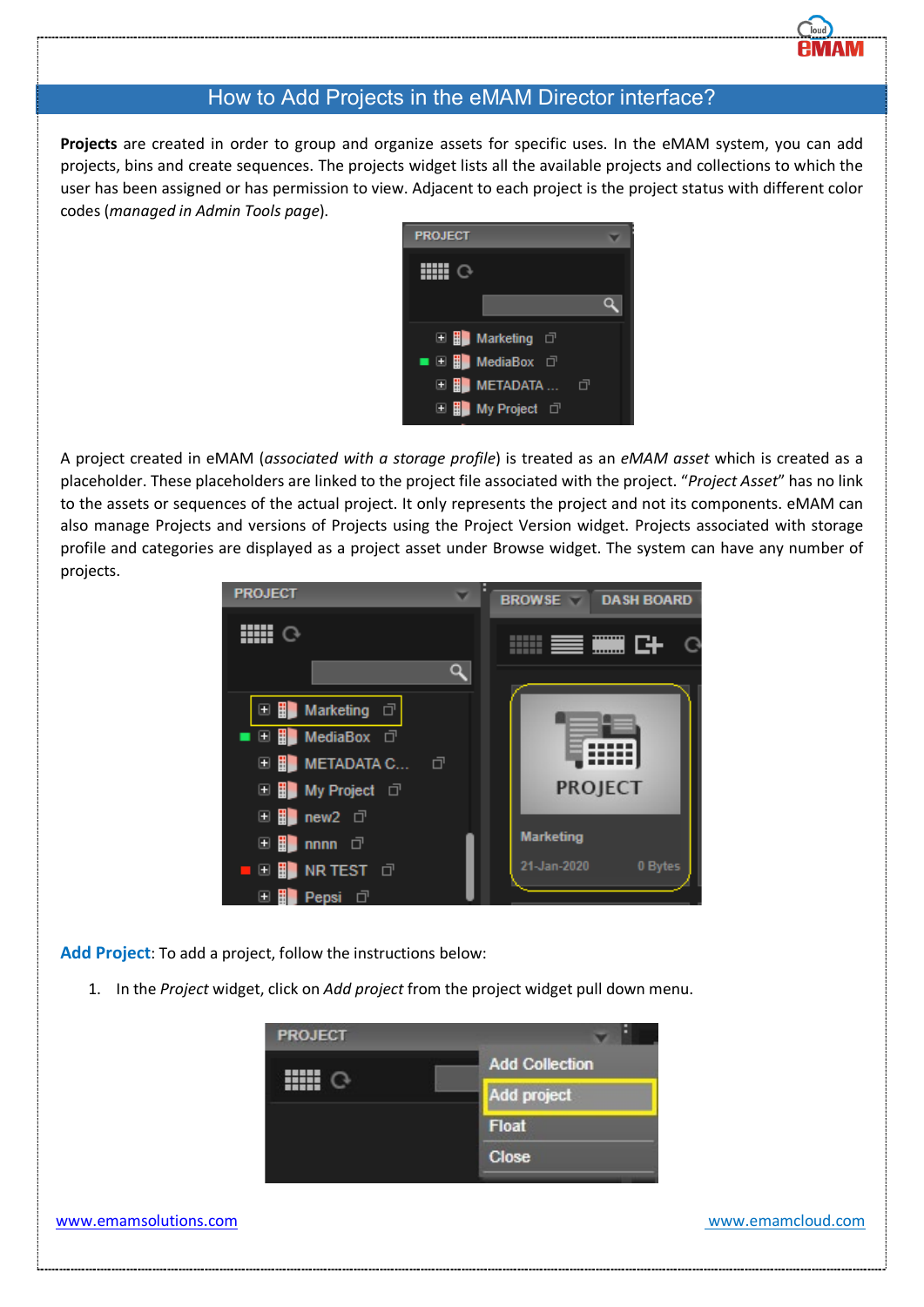# How to Add Projects in the eMAM Director interface?

**Projects** are created in order to group and organize assets for specific uses. In the eMAM system, you can add projects, bins and create sequences. The projects widget lists all the available projects and collections to which the user has been assigned or has permission to view. Adjacent to each project is the project status with different color codes (*managed in Admin Tools page*).

A project created in eMAM (*associated with a storage profile*) is treated as an *eMAM asset* which is created as a placeholder. These placeholders are linked to the project file associated with the project. "*Project Asset*" has no link to the assets or sequences of the actual project. It only represents the project and not its components. eMAM can also manage Projects and versions of Projects using the Project Version widget. Projects associated with storage profile and categories are displayed as a project asset under Browse widget. The system can have any number of projects.

**Add Project**: To add a project, follow the instructions below:

1. In the *Project* widget, click on *Add project* from the project widget pull down menu.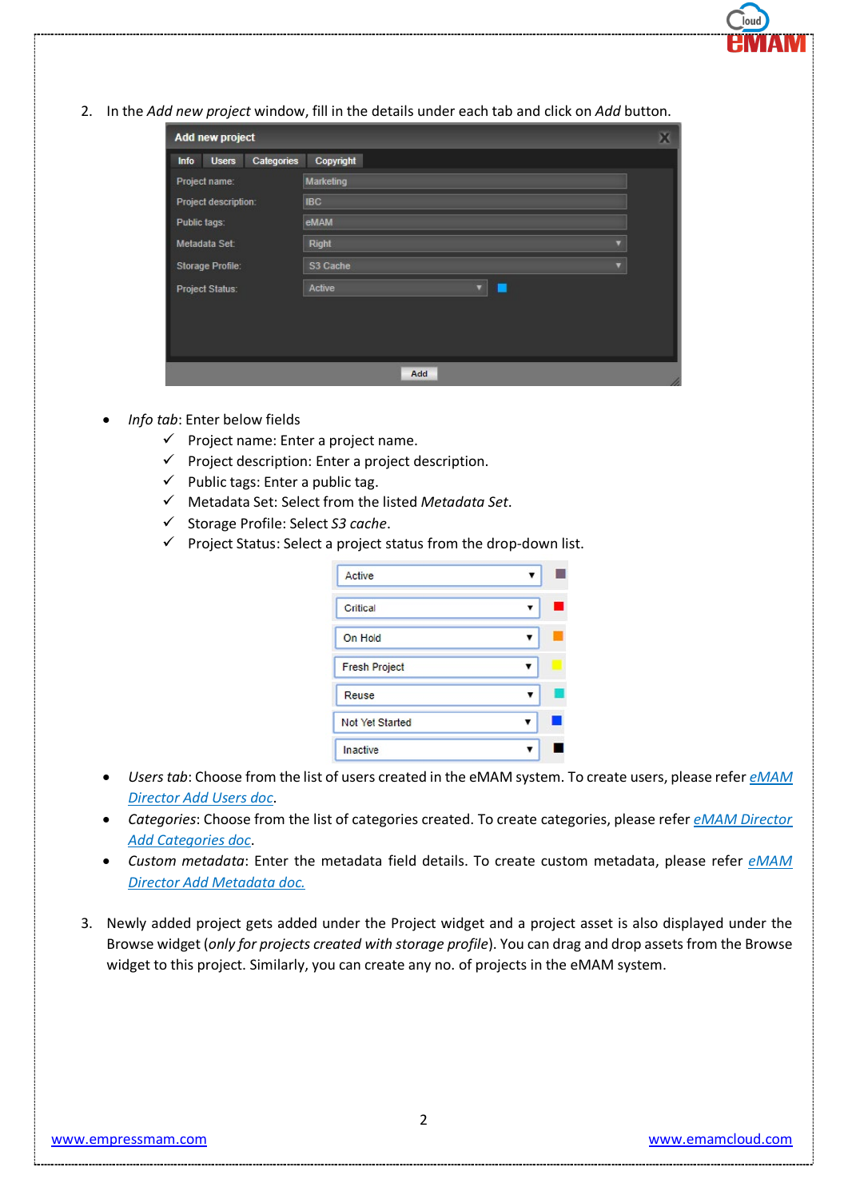2. In the *Add new project* window, fill in the details under each tab and click on *Add* button.

- *Info tab*: Enter below fields
  - ✓ Project name: Enter a project name.
  - ✓ Project description: Enter a project description.
  - ✓ Public tags: Enter a public tag.
  - ✓ Metadata Set: Select from the listed *Metadata Set*.
  - ✓ Storage Profile: Select *S3 cache*.
  - ✓ Project Status: Select a project status from the drop-down list.
- *Users tab*: Choose from the list of users created in the eMAM system. To create users, please refer *eMAM Director Add Users doc*.
- *Categories*: Choose from the list of categories created. To create categories, please refer *eMAM Director Add Categories doc*.
- *Custom metadata*: Enter the metadata field details. To create custom metadata, please refer *eMAM Director Add Metadata doc.*

3. Newly added project gets added under the Project widget and a project asset is also displayed under the Browse widget (*only for projects created with storage profile*). You can drag and drop assets from the Browse widget to this project. Similarly, you can create any no. of projects in the eMAM system.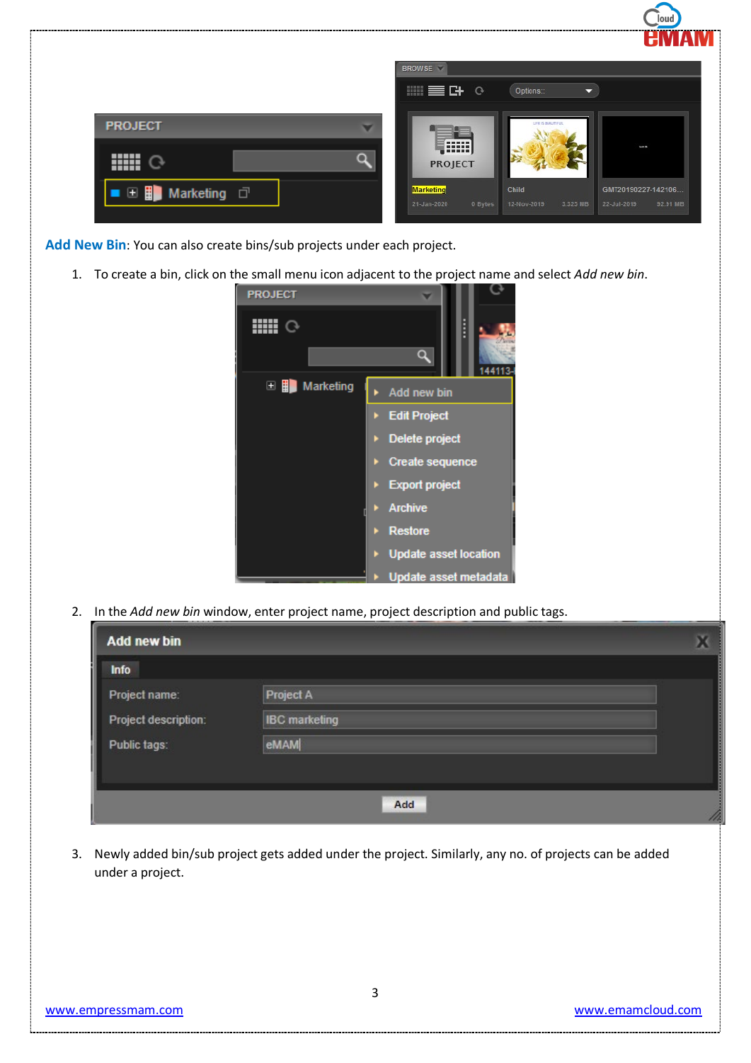**Add New Bin**: You can also create bins/sub projects under each project.

1. To create a bin, click on the small menu icon adjacent to the project name and select *Add new bin*.

2. In the *Add new bin* window, enter project name, project description and public tags.

3. Newly added bin/sub project gets added under the project. Similarly, any no. of projects can be added under a project.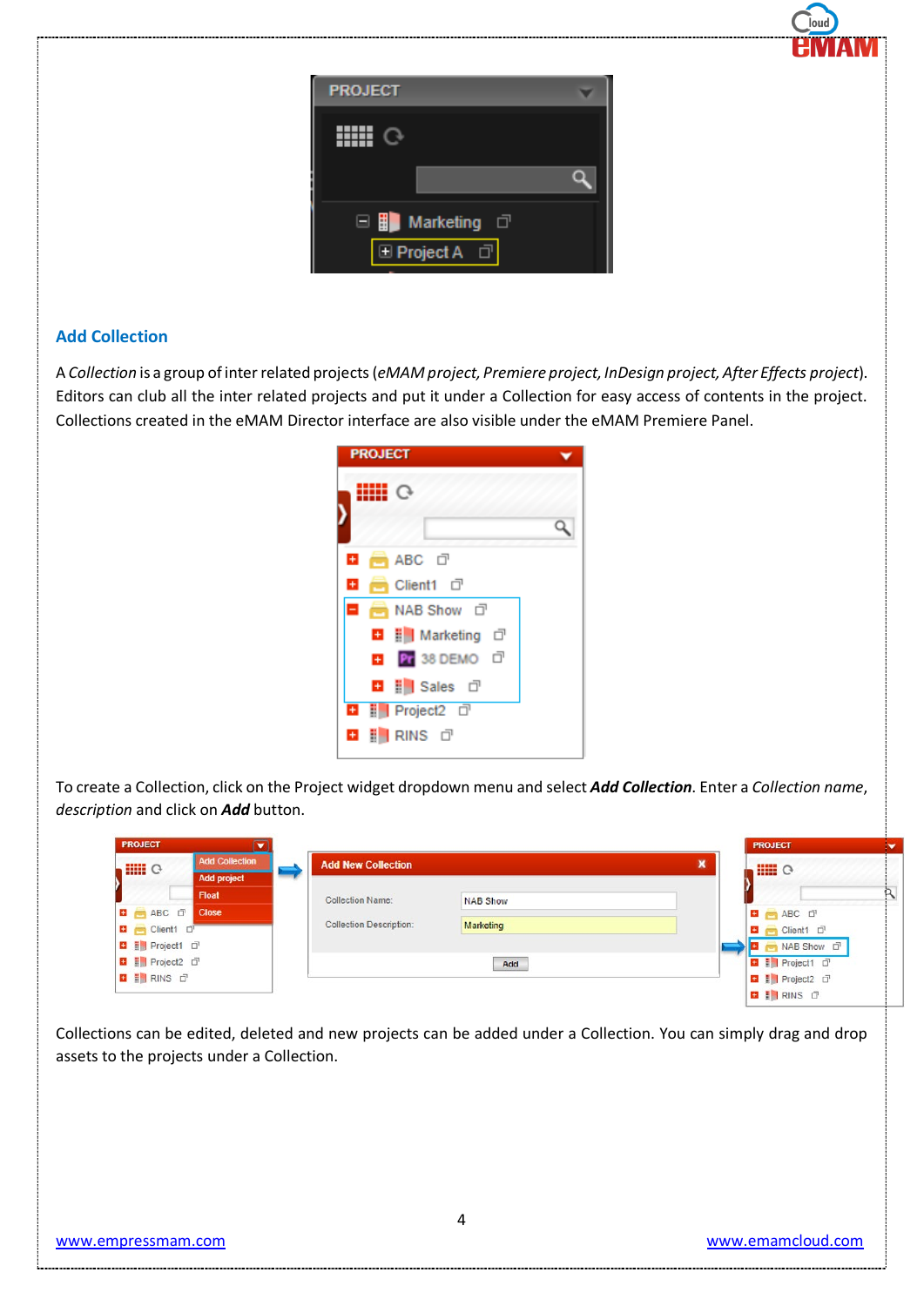## Add Collection

A *Collection* is a group of inter related projects (*eMAM project, Premiere project, InDesign project, After Effects project*). Editors can club all the inter related projects and put it under a Collection for easy access of contents in the project. Collections created in the eMAM Director interface are also visible under the eMAM Premiere Panel.

To create a Collection, click on the Project widget dropdown menu and select ***Add Collection***. Enter a *Collection name*, *description* and click on ***Add*** button.

Collections can be edited, deleted and new projects can be added under a Collection. You can simply drag and drop assets to the projects under a Collection.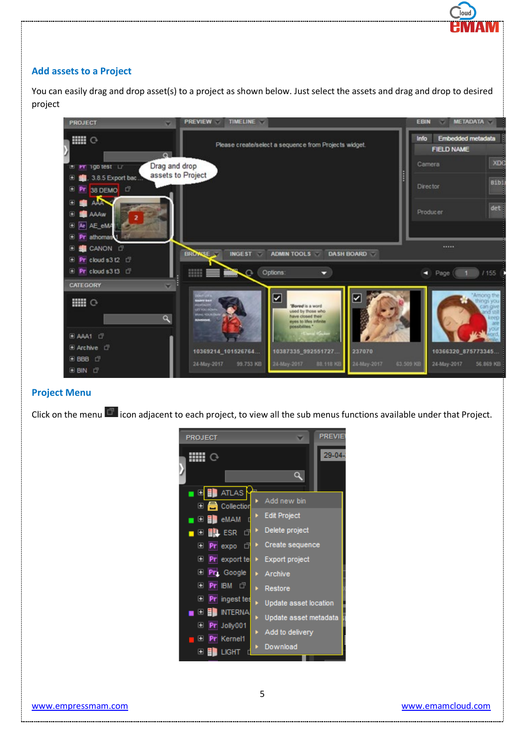## Add assets to a Project

You can easily drag and drop asset(s) to a project as shown below. Just select the assets and drag and drop to desired project

## Project Menu

Click on the menu icon adjacent to each project, to view all the sub menus functions available under that Project.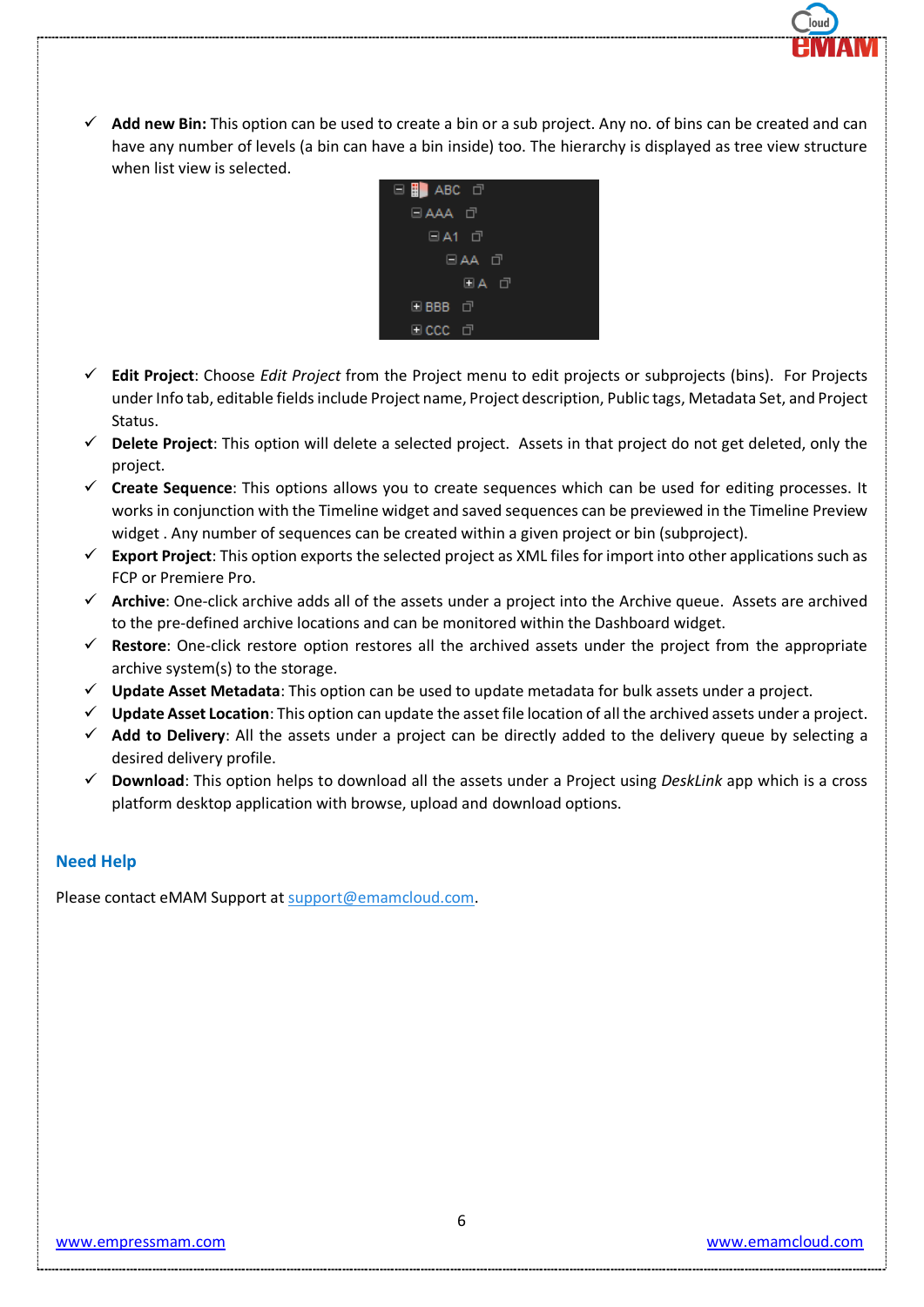- **Add new Bin:** This option can be used to create a bin or a sub project. Any no. of bins can be created and can have any number of levels (a bin can have a bin inside) too. The hierarchy is displayed as tree view structure when list view is selected.
- **Edit Project**: Choose *Edit Project* from the Project menu to edit projects or subprojects (bins). For Projects under Info tab, editable fields include Project name, Project description, Public tags, Metadata Set, and Project Status.
- **Delete Project**: This option will delete a selected project. Assets in that project do not get deleted, only the project.
- **Create Sequence**: This options allows you to create sequences which can be used for editing processes. It works in conjunction with the Timeline widget and saved sequences can be previewed in the Timeline Preview widget . Any number of sequences can be created within a given project or bin (subproject).
- **Export Project**: This option exports the selected project as XML files for import into other applications such as FCP or Premiere Pro.
- **Archive**: One-click archive adds all of the assets under a project into the Archive queue. Assets are archived to the pre-defined archive locations and can be monitored within the Dashboard widget.
- **Restore**: One-click restore option restores all the archived assets under the project from the appropriate archive system(s) to the storage.
- **Update Asset Metadata**: This option can be used to update metadata for bulk assets under a project.
- **Update Asset Location**: This option can update the asset file location of all the archived assets under a project.
- **Add to Delivery**: All the assets under a project can be directly added to the delivery queue by selecting a desired delivery profile.
- **Download**: This option helps to download all the assets under a Project using *DeskLink* app which is a cross platform desktop application with browse, upload and download options.

## Need Help

Please contact eMAM Support at support@emamcloud.com.